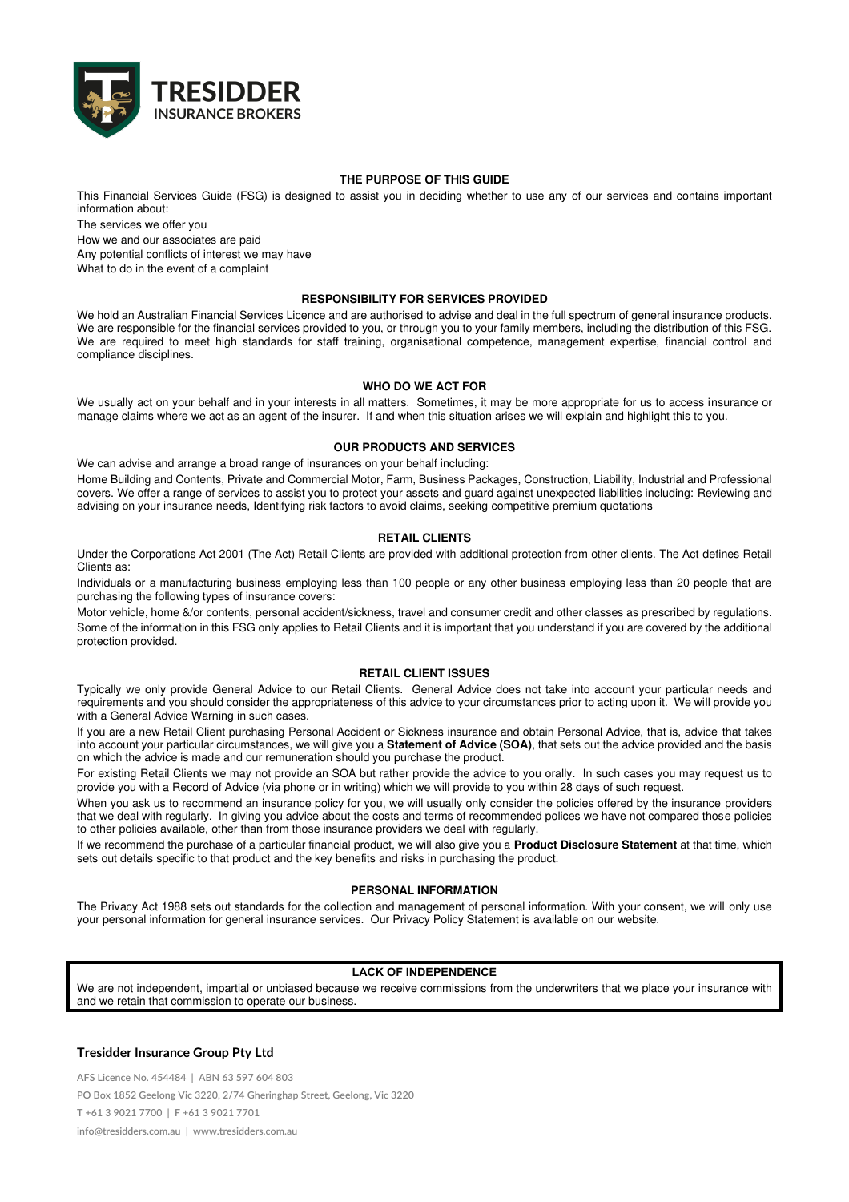# TRESIDDER INSURANCE BROKERS

## THE PURPOSE OF THIS GUIDE

This Financial Services Guide (FSG) is designed to assist you in deciding whether to use any of our services and contains important information about:

The services we offer you

How we and our associates are paid

Any potential conflicts of interest we may have

What to do in the event of a complaint

## RESPONSIBILITY FOR SERVICES PROVIDED

We hold an Australian Financial Services Licence and are authorised to advise and deal in the full spectrum of general insurance products. We are responsible for the financial services provided to you, or through you to your family members, including the distribution of this FSG. We are required to meet high standards for staff training, organisational competence, management expertise, financial control and compliance disciplines.

## WHO DO WE ACT FOR

We usually act on your behalf and in your interests in all matters. Sometimes, it may be more appropriate for us to access insurance or manage claims where we act as an agent of the insurer. If and when this situation arises we will explain and highlight this to you.

## OUR PRODUCTS AND SERVICES

We can advise and arrange a broad range of insurances on your behalf including:

Home Building and Contents, Private and Commercial Motor, Farm, Business Packages, Construction, Liability, Industrial and Professional covers. We offer a range of services to assist you to protect your assets and guard against unexpected liabilities including: Reviewing and advising on your insurance needs, Identifying risk factors to avoid claims, seeking competitive premium quotations

## RETAIL CLIENTS

Under the Corporations Act 2001 (The Act) Retail Clients are provided with additional protection from other clients. The Act defines Retail Clients as:

Individuals or a manufacturing business employing less than 100 people or any other business employing less than 20 people that are purchasing the following types of insurance covers:

Motor vehicle, home &/or contents, personal accident/sickness, travel and consumer credit and other classes as prescribed by regulations. Some of the information in this FSG only applies to Retail Clients and it is important that you understand if you are covered by the additional protection provided.

## RETAIL CLIENT ISSUES

Typically we only provide General Advice to our Retail Clients. General Advice does not take into account your particular needs and requirements and you should consider the appropriateness of this advice to your circumstances prior to acting upon it. We will provide you with a General Advice Warning in such cases.

If you are a new Retail Client purchasing Personal Accident or Sickness insurance and obtain Personal Advice, that is, advice that takes into account your particular circumstances, we will give you a **Statement of Advice (SOA)**, that sets out the advice provided and the basis on which the advice is made and our remuneration should you purchase the product.

For existing Retail Clients we may not provide an SOA but rather provide the advice to you orally. In such cases you may request us to provide you with a Record of Advice (via phone or in writing) which we will provide to you within 28 days of such request.

When you ask us to recommend an insurance policy for you, we will usually only consider the policies offered by the insurance providers that we deal with regularly. In giving you advice about the costs and terms of recommended polices we have not compared those policies to other policies available, other than from those insurance providers we deal with regularly.

If we recommend the purchase of a particular financial product, we will also give you a **Product Disclosure Statement** at that time, which sets out details specific to that product and the key benefits and risks in purchasing the product.

## PERSONAL INFORMATION

The Privacy Act 1988 sets out standards for the collection and management of personal information. With your consent, we will only use your personal information for general insurance services. Our Privacy Policy Statement is available on our website.

## LACK OF INDEPENDENCE

We are not independent, impartial or unbiased because we receive commissions from the underwriters that we place your insurance with and we retain that commission to operate our business.

**Tresidder Insurance Group Pty Ltd**

AFS Licence No. 454484 | ABN 63 597 604 803

PO Box 1852 Geelong Vic 3220, 2/74 Gheringhap Street, Geelong, Vic 3220

T +61 3 9021 7700 | F +61 3 9021 7701

info@tresidders.com.au | www.tresidders.com.au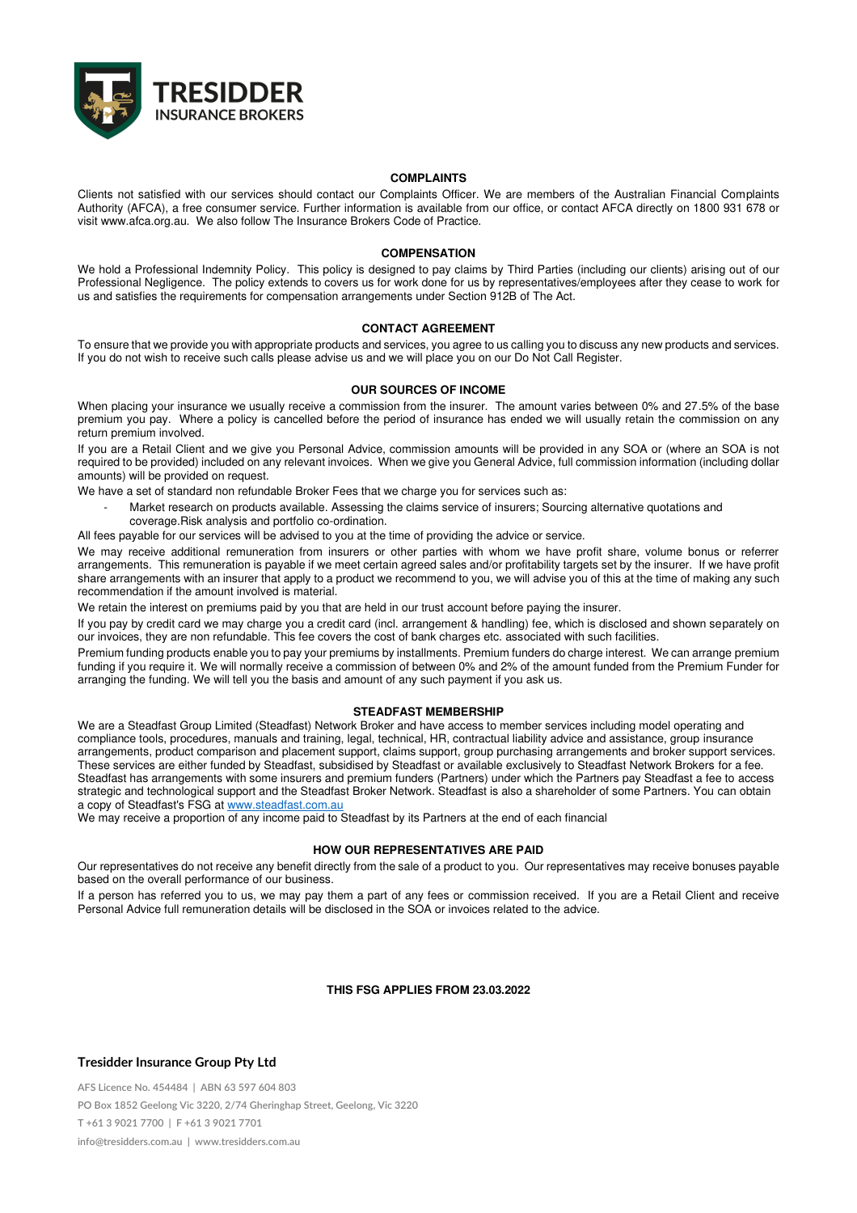**TRESIDDER**
**INSURANCE BROKERS**

### COMPLAINTS

Clients not satisfied with our services should contact our Complaints Officer. We are members of the Australian Financial Complaints Authority (AFCA), a free consumer service. Further information is available from our office, or contact AFCA directly on 1800 931 678 or visit www.afca.org.au. We also follow The Insurance Brokers Code of Practice.

### COMPENSATION

We hold a Professional Indemnity Policy. This policy is designed to pay claims by Third Parties (including our clients) arising out of our Professional Negligence. The policy extends to covers us for work done for us by representatives/employees after they cease to work for us and satisfies the requirements for compensation arrangements under Section 912B of The Act.

### CONTACT AGREEMENT

To ensure that we provide you with appropriate products and services, you agree to us calling you to discuss any new products and services. If you do not wish to receive such calls please advise us and we will place you on our Do Not Call Register.

### OUR SOURCES OF INCOME

When placing your insurance we usually receive a commission from the insurer. The amount varies between 0% and 27.5% of the base premium you pay. Where a policy is cancelled before the period of insurance has ended we will usually retain the commission on any return premium involved.

If you are a Retail Client and we give you Personal Advice, commission amounts will be provided in any SOA or (where an SOA is not required to be provided) included on any relevant invoices. When we give you General Advice, full commission information (including dollar amounts) will be provided on request.

We have a set of standard non refundable Broker Fees that we charge you for services such as:

- Market research on products available. Assessing the claims service of insurers; Sourcing alternative quotations and coverage.Risk analysis and portfolio co-ordination.

All fees payable for our services will be advised to you at the time of providing the advice or service.

We may receive additional remuneration from insurers or other parties with whom we have profit share, volume bonus or referrer arrangements. This remuneration is payable if we meet certain agreed sales and/or profitability targets set by the insurer. If we have profit share arrangements with an insurer that apply to a product we recommend to you, we will advise you of this at the time of making any such recommendation if the amount involved is material.

We retain the interest on premiums paid by you that are held in our trust account before paying the insurer.

If you pay by credit card we may charge you a credit card (incl. arrangement & handling) fee, which is disclosed and shown separately on our invoices, they are non refundable. This fee covers the cost of bank charges etc. associated with such facilities.

Premium funding products enable you to pay your premiums by installments. Premium funders do charge interest. We can arrange premium funding if you require it. We will normally receive a commission of between 0% and 2% of the amount funded from the Premium Funder for arranging the funding. We will tell you the basis and amount of any such payment if you ask us.

### STEADFAST MEMBERSHIP

We are a Steadfast Group Limited (Steadfast) Network Broker and have access to member services including model operating and compliance tools, procedures, manuals and training, legal, technical, HR, contractual liability advice and assistance, group insurance arrangements, product comparison and placement support, claims support, group purchasing arrangements and broker support services. These services are either funded by Steadfast, subsidised by Steadfast or available exclusively to Steadfast Network Brokers for a fee. Steadfast has arrangements with some insurers and premium funders (Partners) under which the Partners pay Steadfast a fee to access strategic and technological support and the Steadfast Broker Network. Steadfast is also a shareholder of some Partners. You can obtain a copy of Steadfast's FSG at www.steadfast.com.au

We may receive a proportion of any income paid to Steadfast by its Partners at the end of each financial

### HOW OUR REPRESENTATIVES ARE PAID

Our representatives do not receive any benefit directly from the sale of a product to you. Our representatives may receive bonuses payable based on the overall performance of our business.

If a person has referred you to us, we may pay them a part of any fees or commission received. If you are a Retail Client and receive Personal Advice full remuneration details will be disclosed in the SOA or invoices related to the advice.

**THIS FSG APPLIES FROM 23.03.2022**

**Tresidder Insurance Group Pty Ltd**

AFS Licence No. 454484 | ABN 63 597 604 803
PO Box 1852 Geelong Vic 3220, 2/74 Gheringhap Street, Geelong, Vic 3220
T +61 3 9021 7700 | F +61 3 9021 7701
info@tresidders.com.au | www.tresidders.com.au